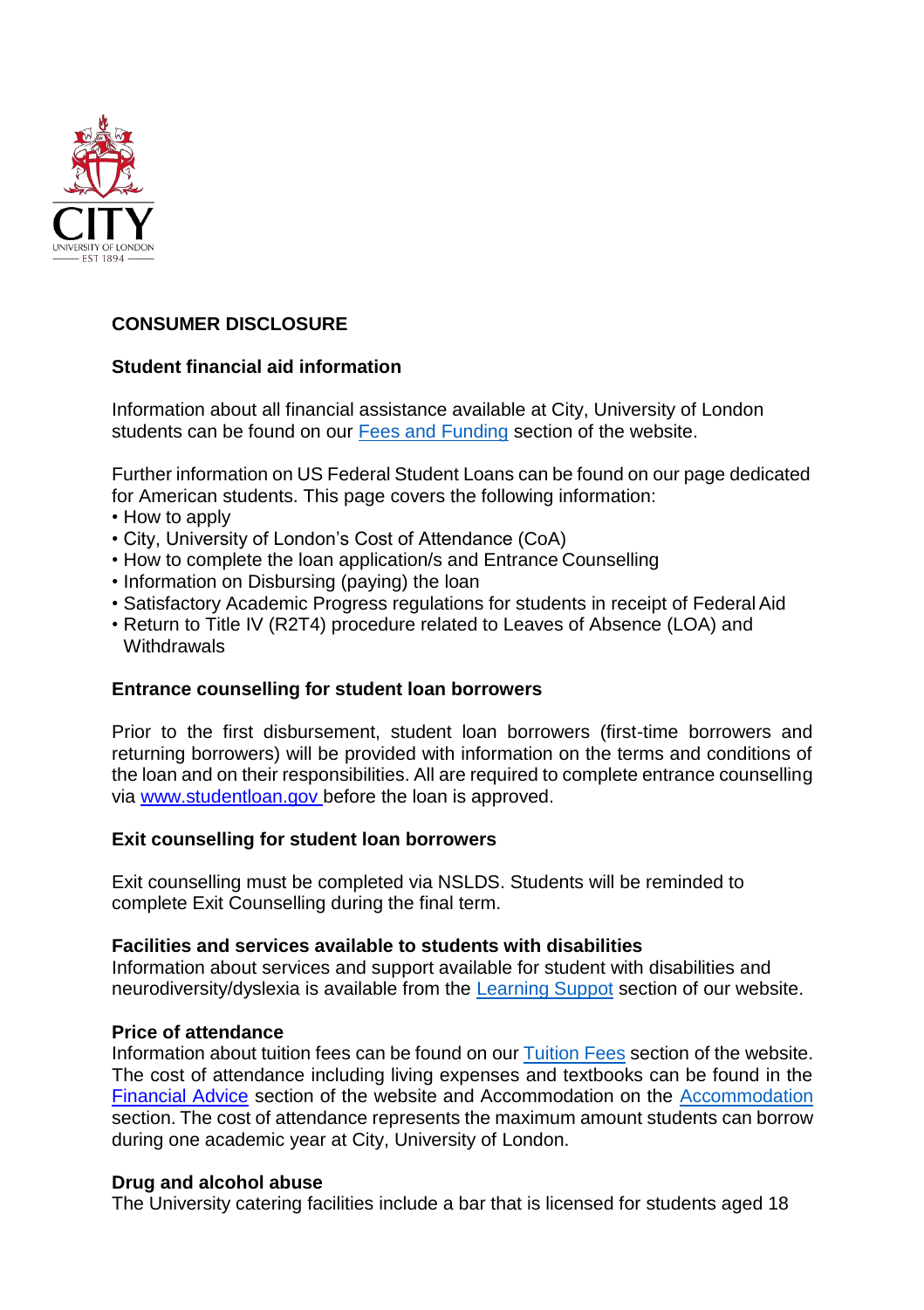## CONSUMER DISCLOSURE

### Student financial aid information

Information about all financial assistance available at City, University of London students can be found on our Fees and Funding section of the website.

Further information on US Federal Student Loans can be found on our page dedicated for American students. This page covers the following information:

- How to apply
- City, University of London's Cost of Attendance (CoA)
- How to complete the loan application/s and Entrance Counselling
- Information on Disbursing (paying) the loan
- Satisfactory Academic Progress regulations for students in receipt of Federal Aid
- Return to Title IV (R2T4) procedure related to Leaves of Absence (LOA) and Withdrawals

### Entrance counselling for student loan borrowers

Prior to the first disbursement, student loan borrowers (first-time borrowers and returning borrowers) will be provided with information on the terms and conditions of the loan and on their responsibilities. All are required to complete entrance counselling via www.studentloan.gov before the loan is approved.

### Exit counselling for student loan borrowers

Exit counselling must be completed via NSLDS. Students will be reminded to complete Exit Counselling during the final term.

### Facilities and services available to students with disabilities

Information about services and support available for student with disabilities and neurodiversity/dyslexia is available from the Learning Suppot section of our website.

### Price of attendance

Information about tuition fees can be found on our Tuition Fees section of the website. The cost of attendance including living expenses and textbooks can be found in the Financial Advice section of the website and Accommodation on the Accommodation section. The cost of attendance represents the maximum amount students can borrow during one academic year at City, University of London.

### Drug and alcohol abuse

The University catering facilities include a bar that is licensed for students aged 18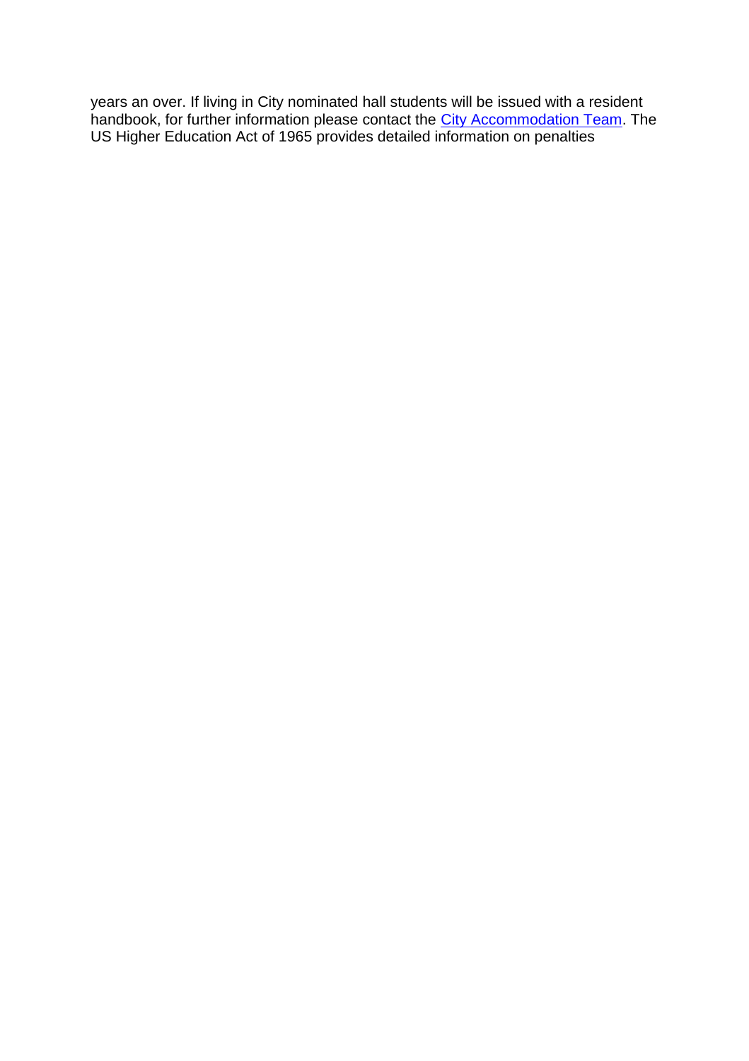years an over. If living in City nominated hall students will be issued with a resident handbook, for further information please contact the City Accommodation Team. The US Higher Education Act of 1965 provides detailed information on penalties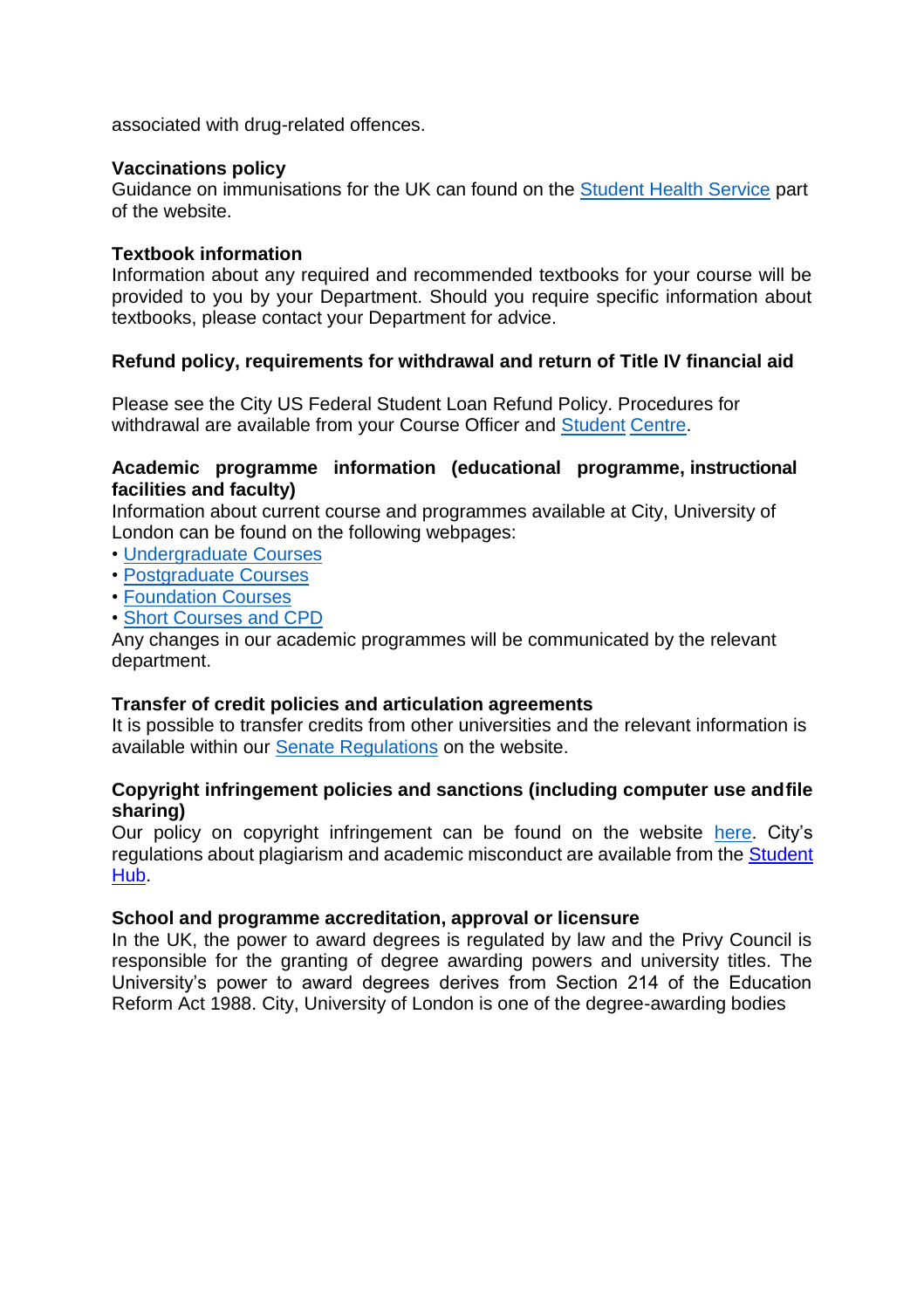associated with drug-related offences.

**Vaccinations policy**

Guidance on immunisations for the UK can found on the Student Health Service part of the website.

**Textbook information**

Information about any required and recommended textbooks for your course will be provided to you by your Department. Should you require specific information about textbooks, please contact your Department for advice.

**Refund policy, requirements for withdrawal and return of Title IV financial aid**

Please see the City US Federal Student Loan Refund Policy. Procedures for withdrawal are available from your Course Officer and Student Centre.

**Academic programme information (educational programme, instructional facilities and faculty)**

Information about current course and programmes available at City, University of London can be found on the following webpages:

- Undergraduate Courses
- Postgraduate Courses
- Foundation Courses
- Short Courses and CPD

Any changes in our academic programmes will be communicated by the relevant department.

**Transfer of credit policies and articulation agreements**

It is possible to transfer credits from other universities and the relevant information is available within our Senate Regulations on the website.

**Copyright infringement policies and sanctions (including computer use and file sharing)**

Our policy on copyright infringement can be found on the website here. City's regulations about plagiarism and academic misconduct are available from the Student Hub.

**School and programme accreditation, approval or licensure**

In the UK, the power to award degrees is regulated by law and the Privy Council is responsible for the granting of degree awarding powers and university titles. The University's power to award degrees derives from Section 214 of the Education Reform Act 1988. City, University of London is one of the degree-awarding bodies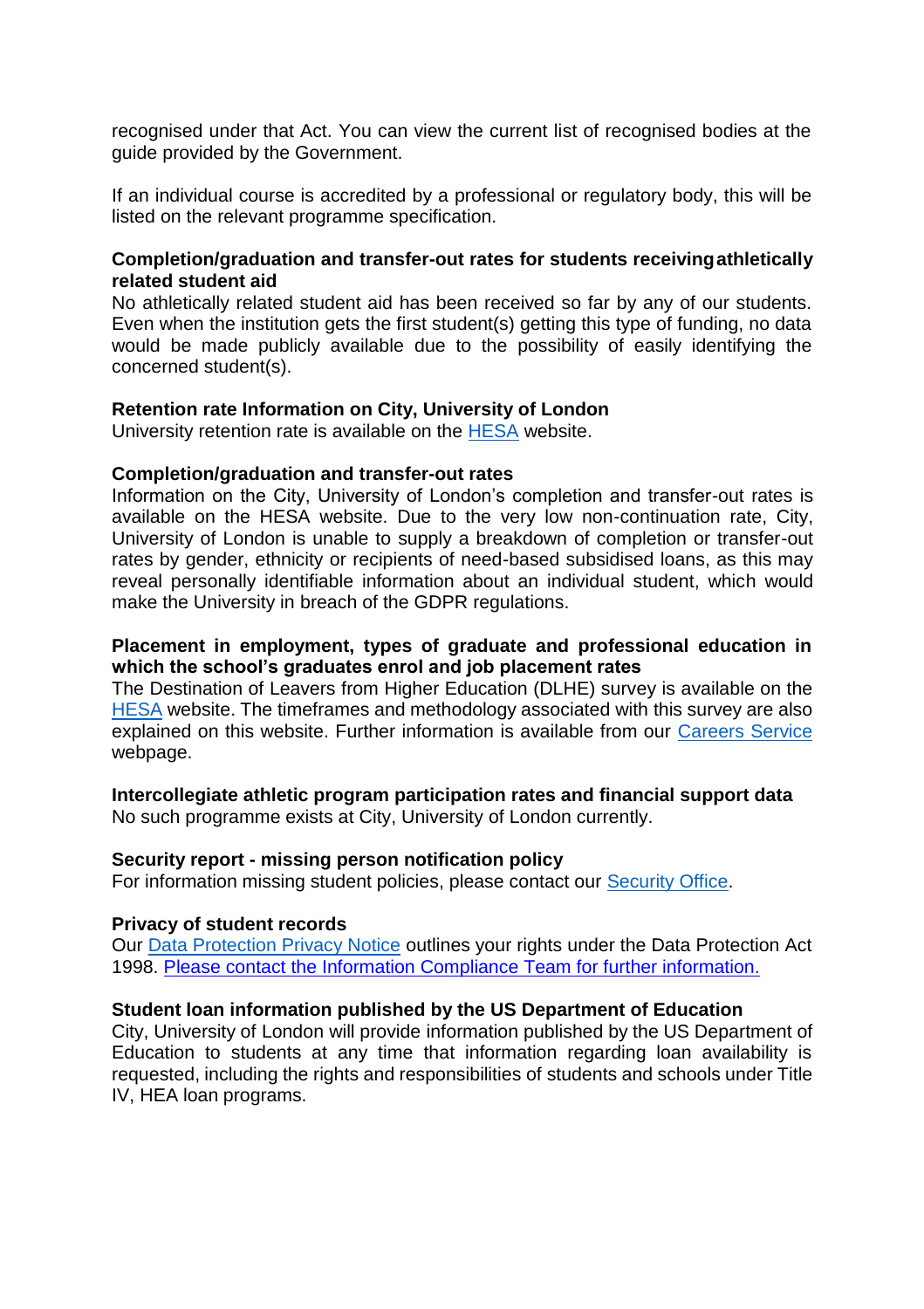recognised under that Act. You can view the current list of recognised bodies at the guide provided by the Government.

If an individual course is accredited by a professional or regulatory body, this will be listed on the relevant programme specification.

**Completion/graduation and transfer-out rates for students receiving athletically related student aid**

No athletically related student aid has been received so far by any of our students. Even when the institution gets the first student(s) getting this type of funding, no data would be made publicly available due to the possibility of easily identifying the concerned student(s).

**Retention rate Information on City, University of London**

University retention rate is available on the HESA website.

**Completion/graduation and transfer-out rates**

Information on the City, University of London's completion and transfer-out rates is available on the HESA website. Due to the very low non-continuation rate, City, University of London is unable to supply a breakdown of completion or transfer-out rates by gender, ethnicity or recipients of need-based subsidised loans, as this may reveal personally identifiable information about an individual student, which would make the University in breach of the GDPR regulations.

**Placement in employment, types of graduate and professional education in which the school's graduates enrol and job placement rates**

The Destination of Leavers from Higher Education (DLHE) survey is available on the HESA website. The timeframes and methodology associated with this survey are also explained on this website. Further information is available from our Careers Service webpage.

**Intercollegiate athletic program participation rates and financial support data**

No such programme exists at City, University of London currently.

**Security report - missing person notification policy**

For information missing student policies, please contact our Security Office.

**Privacy of student records**

Our Data Protection Privacy Notice outlines your rights under the Data Protection Act 1998. Please contact the Information Compliance Team for further information.

**Student loan information published by the US Department of Education**

City, University of London will provide information published by the US Department of Education to students at any time that information regarding loan availability is requested, including the rights and responsibilities of students and schools under Title IV, HEA loan programs.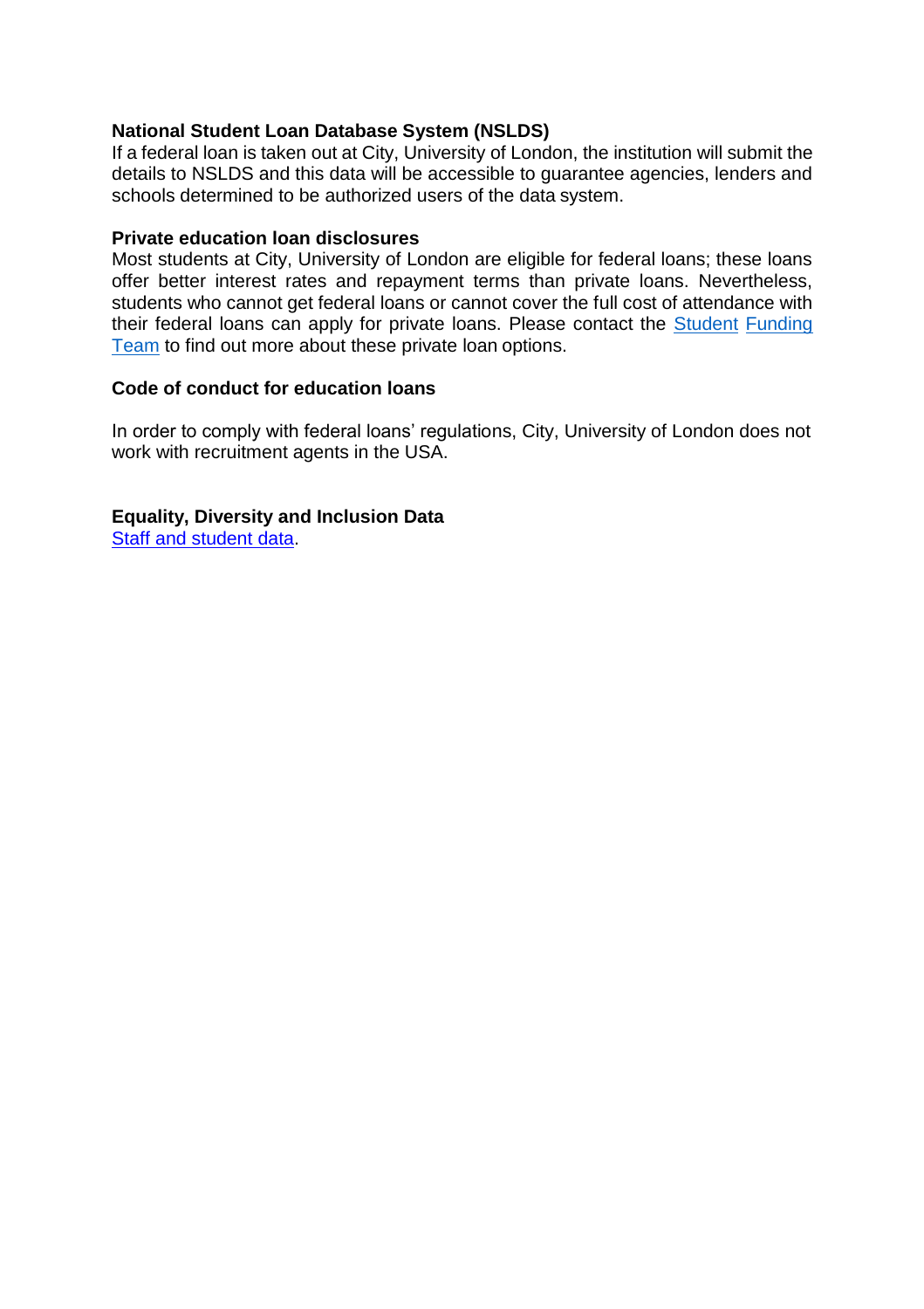**National Student Loan Database System (NSLDS)**

If a federal loan is taken out at City, University of London, the institution will submit the details to NSLDS and this data will be accessible to guarantee agencies, lenders and schools determined to be authorized users of the data system.

**Private education loan disclosures**

Most students at City, University of London are eligible for federal loans; these loans offer better interest rates and repayment terms than private loans. Nevertheless, students who cannot get federal loans or cannot cover the full cost of attendance with their federal loans can apply for private loans. Please contact the Student Funding Team to find out more about these private loan options.

**Code of conduct for education loans**

In order to comply with federal loans' regulations, City, University of London does not work with recruitment agents in the USA.

**Equality, Diversity and Inclusion Data**

Staff and student data.